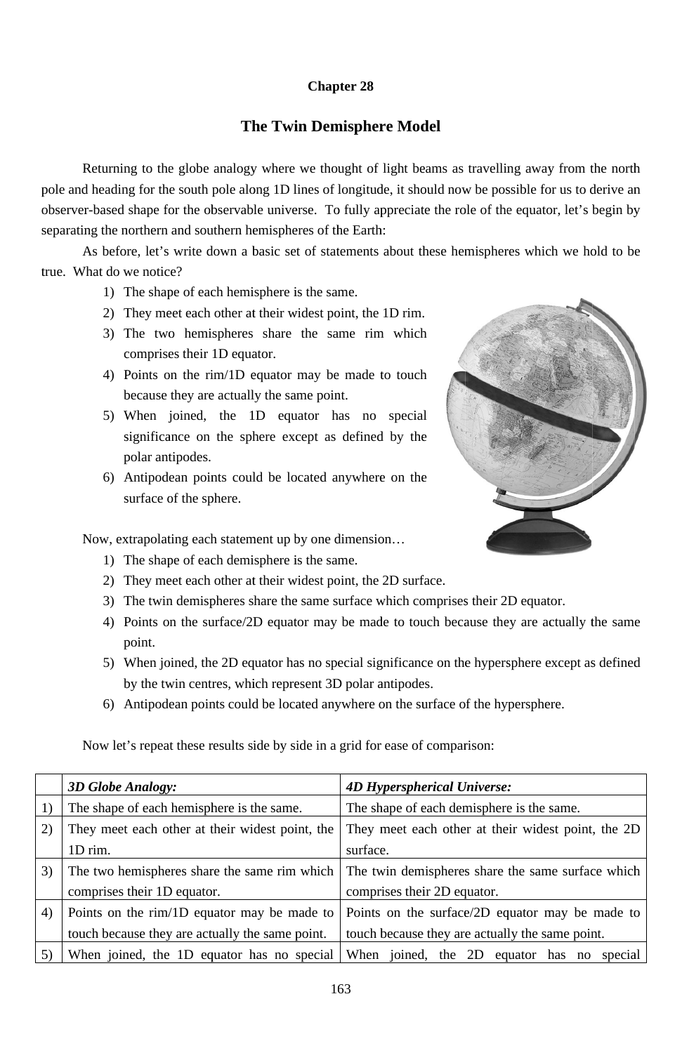# Chapter 28

## The Twin Demisphere Model

Returning to the globe analogy where we thought of light beams as travelling away from the north pole and heading for the south pole along 1D lines of longitude, it should now be possible for us to derive an observer-based shape for the observable universe. To fully appreciate the role of the equator, let's begin by separating the northern and southern hemispheres of the Earth:

As before, let's write down a basic set of statements about these hemispheres which we hold to be true. What do we notice?

1) The shape of each hemisphere is the same.
2) They meet each other at their widest point, the 1D rim.
3) The two hemispheres share the same rim which comprises their 1D equator.
4) Points on the rim/1D equator may be made to touch because they are actually the same point.
5) When joined, the 1D equator has no special significance on the sphere except as defined by the polar antipodes.
6) Antipodean points could be located anywhere on the surface of the sphere.

Now, extrapolating each statement up by one dimension…

1) The shape of each demisphere is the same.
2) They meet each other at their widest point, the 2D surface.
3) The twin demispheres share the same surface which comprises their 2D equator.
4) Points on the surface/2D equator may be made to touch because they are actually the same point.
5) When joined, the 2D equator has no special significance on the hypersphere except as defined by the twin centres, which represent 3D polar antipodes.
6) Antipodean points could be located anywhere on the surface of the hypersphere.

Now let's repeat these results side by side in a grid for ease of comparison:

| | *3D Globe Analogy:* | *4D Hyperspherical Universe:* |
|---|---|---|
| 1) | The shape of each hemisphere is the same. | The shape of each demisphere is the same. |
| 2) | They meet each other at their widest point, the 1D rim. | They meet each other at their widest point, the 2D surface. |
| 3) | The two hemispheres share the same rim which comprises their 1D equator. | The twin demispheres share the same surface which comprises their 2D equator. |
| 4) | Points on the rim/1D equator may be made to touch because they are actually the same point. | Points on the surface/2D equator may be made to touch because they are actually the same point. |
| 5) | When joined, the 1D equator has no special | When joined, the 2D equator has no special |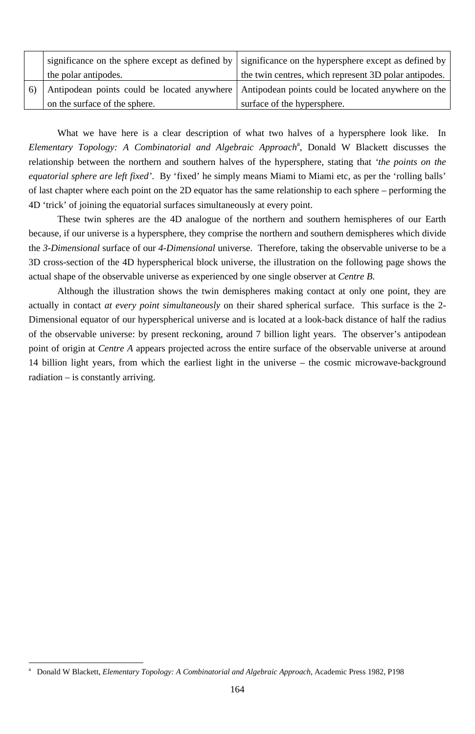| | | |
|---|---|---|
| | significance on the sphere except as defined by the polar antipodes. | significance on the hypersphere except as defined by the twin centres, which represent 3D polar antipodes. |
| 6) | Antipodean points could be located anywhere on the surface of the sphere. | Antipodean points could be located anywhere on the surface of the hypersphere. |

What we have here is a clear description of what two halves of a hypersphere look like. In *Elementary Topology: A Combinatorial and Algebraic Approach*[a], Donald W Blackett discusses the relationship between the northern and southern halves of the hypersphere, stating that *'the points on the equatorial sphere are left fixed'*. By 'fixed' he simply means Miami to Miami etc, as per the 'rolling balls' of last chapter where each point on the 2D equator has the same relationship to each sphere – performing the 4D 'trick' of joining the equatorial surfaces simultaneously at every point.

These twin spheres are the 4D analogue of the northern and southern hemispheres of our Earth because, if our universe is a hypersphere, they comprise the northern and southern demispheres which divide the *3-Dimensional* surface of our *4-Dimensional* universe. Therefore, taking the observable universe to be a 3D cross-section of the 4D hyperspherical block universe, the illustration on the following page shows the actual shape of the observable universe as experienced by one single observer at *Centre B.*

Although the illustration shows the twin demispheres making contact at only one point, they are actually in contact *at every point simultaneously* on their shared spherical surface. This surface is the 2-Dimensional equator of our hyperspherical universe and is located at a look-back distance of half the radius of the observable universe: by present reckoning, around 7 billion light years. The observer's antipodean point of origin at *Centre A* appears projected across the entire surface of the observable universe at around 14 billion light years, from which the earliest light in the universe – the cosmic microwave-background radiation – is constantly arriving.

[a] Donald W Blackett, *Elementary Topology: A Combinatorial and Algebraic Approach*, Academic Press 1982, P198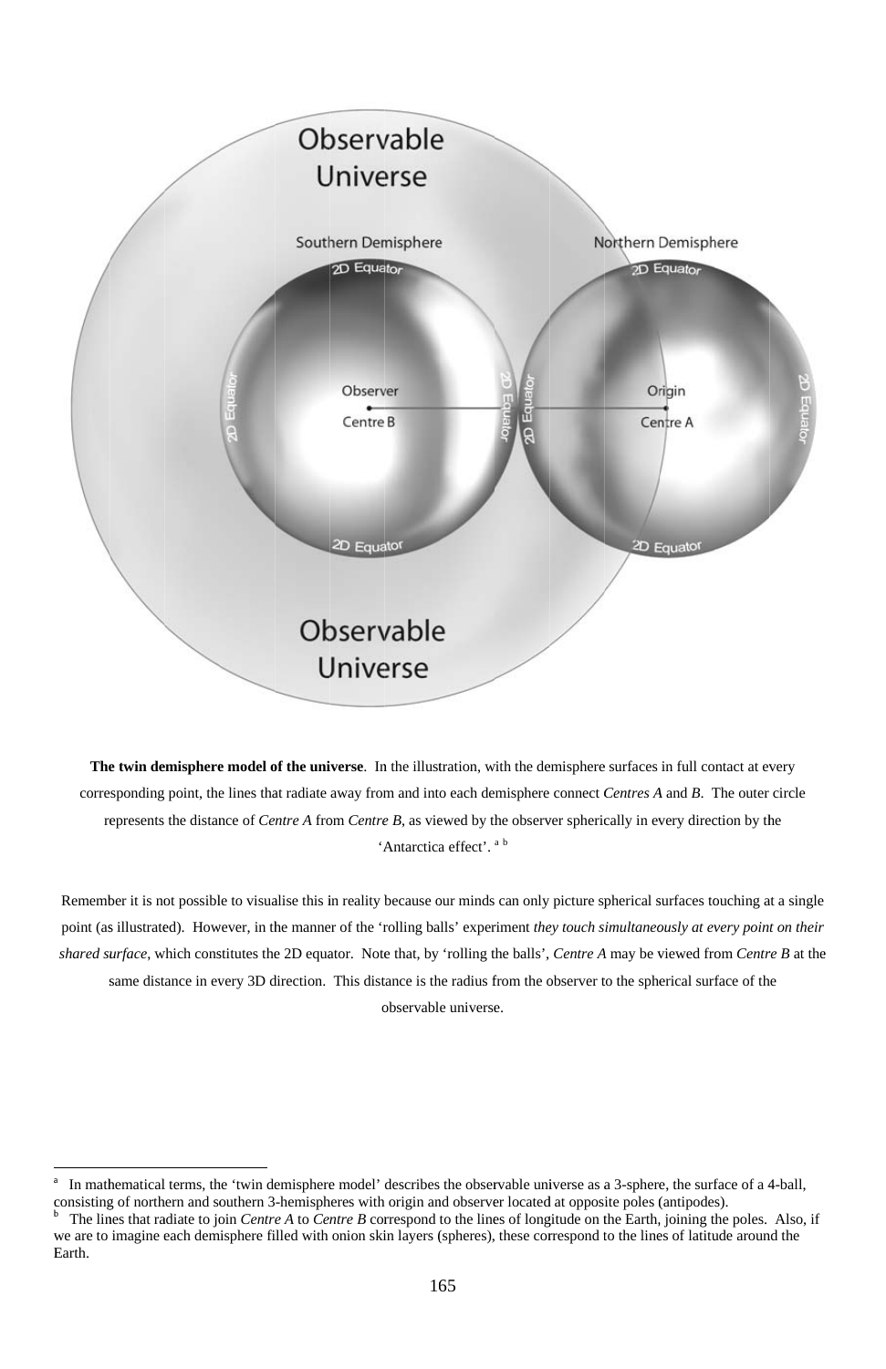**The twin demisphere model of the universe**. In the illustration, with the demisphere surfaces in full contact at every corresponding point, the lines that radiate away from and into each demisphere connect *Centres A* and *B*. The outer circle represents the distance of *Centre A* from *Centre B*, as viewed by the observer spherically in every direction by the 'Antarctica effect'. [a] [b]

Remember it is not possible to visualise this in reality because our minds can only picture spherical surfaces touching at a single point (as illustrated). However, in the manner of the 'rolling balls' experiment *they touch simultaneously at every point on their shared surface*, which constitutes the 2D equator. Note that, by 'rolling the balls', *Centre A* may be viewed from *Centre B* at the same distance in every 3D direction. This distance is the radius from the observer to the spherical surface of the observable universe.

---

[a] In mathematical terms, the 'twin demisphere model' describes the observable universe as a 3-sphere, the surface of a 4-ball, consisting of northern and southern 3-hemispheres with origin and observer located at opposite poles (antipodes).

[b] The lines that radiate to join *Centre A* to *Centre B* correspond to the lines of longitude on the Earth, joining the poles. Also, if we are to imagine each demisphere filled with onion skin layers (spheres), these correspond to the lines of latitude around the Earth.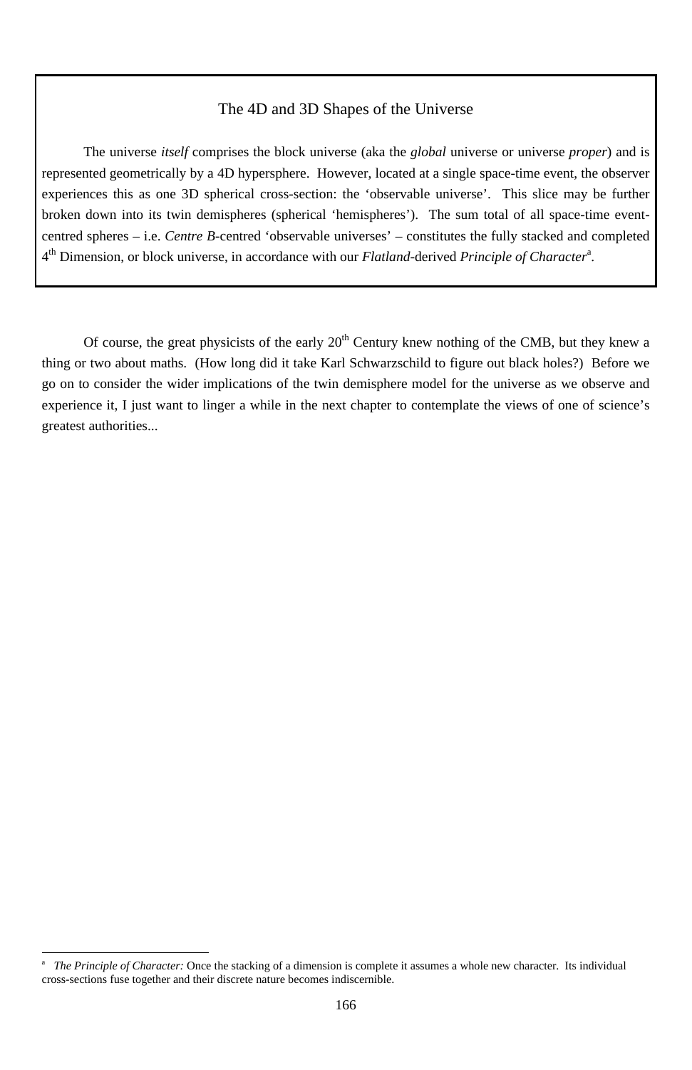### The 4D and 3D Shapes of the Universe

The universe *itself* comprises the block universe (aka the *global* universe or universe *proper*) and is represented geometrically by a 4D hypersphere. However, located at a single space-time event, the observer experiences this as one 3D spherical cross-section: the 'observable universe'. This slice may be further broken down into its twin demispheres (spherical 'hemispheres'). The sum total of all space-time event-centred spheres – i.e. *Centre B*-centred 'observable universes' – constitutes the fully stacked and completed 4th Dimension, or block universe, in accordance with our *Flatland*-derived *Principle of Character*[a].

Of course, the great physicists of the early 20th Century knew nothing of the CMB, but they knew a thing or two about maths. (How long did it take Karl Schwarzschild to figure out black holes?) Before we go on to consider the wider implications of the twin demisphere model for the universe as we observe and experience it, I just want to linger a while in the next chapter to contemplate the views of one of science's greatest authorities...

---

[a] *The Principle of Character:* Once the stacking of a dimension is complete it assumes a whole new character. Its individual cross-sections fuse together and their discrete nature becomes indiscernible.